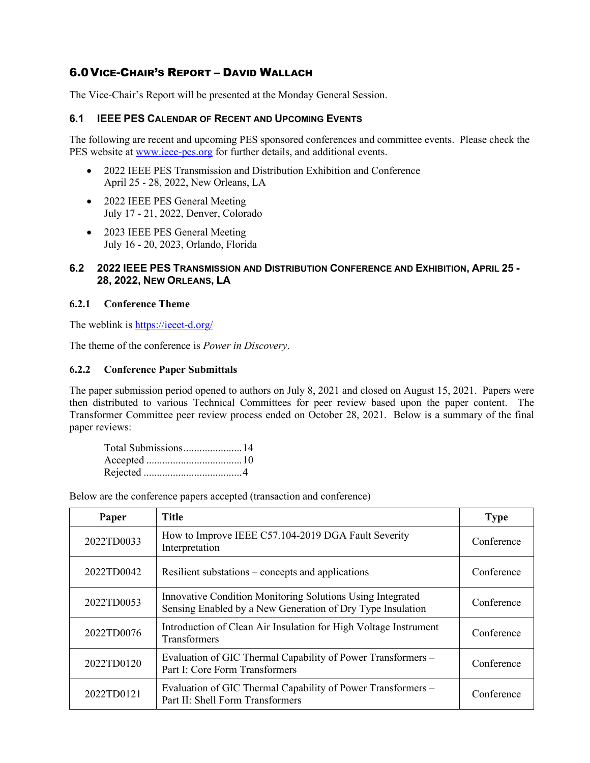## 6.0 Vice-Chair's Report – David Wallach

The Vice-Chair's Report will be presented at the Monday General Session.

### 6.1 IEEE PES Calendar of Recent and Upcoming Events

The following are recent and upcoming PES sponsored conferences and committee events. Please check the PES website at www.ieee-pes.org for further details, and additional events.

- 2022 IEEE PES Transmission and Distribution Exhibition and Conference
  April 25 - 28, 2022, New Orleans, LA
- 2022 IEEE PES General Meeting
  July 17 - 21, 2022, Denver, Colorado
- 2023 IEEE PES General Meeting
  July 16 - 20, 2023, Orlando, Florida

### 6.2 2022 IEEE PES Transmission and Distribution Conference and Exhibition, April 25 - 28, 2022, New Orleans, LA

#### 6.2.1 Conference Theme

The weblink is https://ieeet-d.org/

The theme of the conference is *Power in Discovery*.

#### 6.2.2 Conference Paper Submittals

The paper submission period opened to authors on July 8, 2021 and closed on August 15, 2021. Papers were then distributed to various Technical Committees for peer review based upon the paper content. The Transformer Committee peer review process ended on October 28, 2021. Below is a summary of the final paper reviews:

Total Submissions......................14
Accepted ....................................10
Rejected .....................................4

Below are the conference papers accepted (transaction and conference)

| Paper | Title | Type |
|---|---|---|
| 2022TD0033 | How to Improve IEEE C57.104-2019 DGA Fault Severity Interpretation | Conference |
| 2022TD0042 | Resilient substations – concepts and applications | Conference |
| 2022TD0053 | Innovative Condition Monitoring Solutions Using Integrated Sensing Enabled by a New Generation of Dry Type Insulation | Conference |
| 2022TD0076 | Introduction of Clean Air Insulation for High Voltage Instrument Transformers | Conference |
| 2022TD0120 | Evaluation of GIC Thermal Capability of Power Transformers – Part I: Core Form Transformers | Conference |
| 2022TD0121 | Evaluation of GIC Thermal Capability of Power Transformers – Part II: Shell Form Transformers | Conference |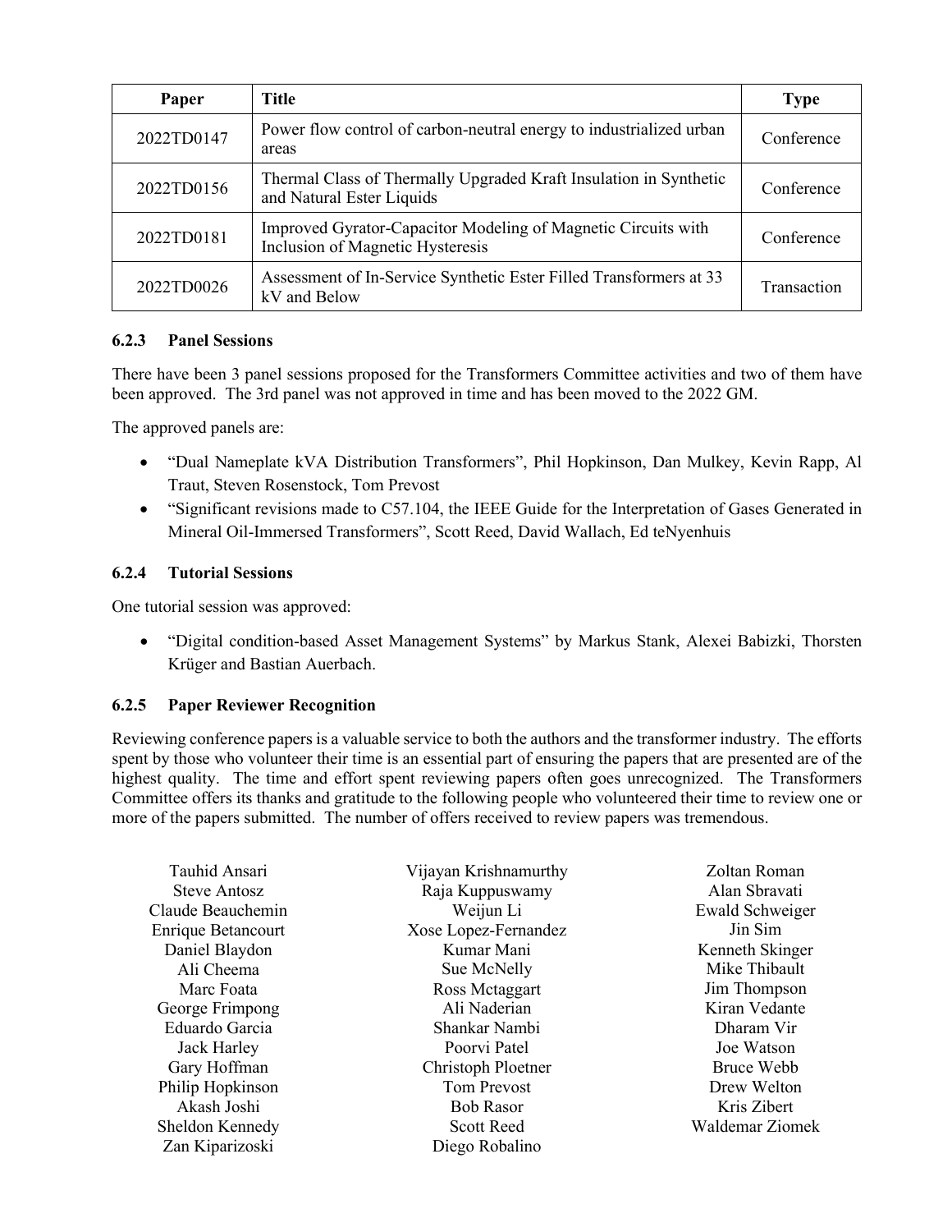| Paper | Title | Type |
|---|---|---|
| 2022TD0147 | Power flow control of carbon-neutral energy to industrialized urban areas | Conference |
| 2022TD0156 | Thermal Class of Thermally Upgraded Kraft Insulation in Synthetic and Natural Ester Liquids | Conference |
| 2022TD0181 | Improved Gyrator-Capacitor Modeling of Magnetic Circuits with Inclusion of Magnetic Hysteresis | Conference |
| 2022TD0026 | Assessment of In-Service Synthetic Ester Filled Transformers at 33 kV and Below | Transaction |

### 6.2.3 Panel Sessions

There have been 3 panel sessions proposed for the Transformers Committee activities and two of them have been approved. The 3rd panel was not approved in time and has been moved to the 2022 GM.

The approved panels are:

- "Dual Nameplate kVA Distribution Transformers", Phil Hopkinson, Dan Mulkey, Kevin Rapp, Al Traut, Steven Rosenstock, Tom Prevost
- "Significant revisions made to C57.104, the IEEE Guide for the Interpretation of Gases Generated in Mineral Oil-Immersed Transformers", Scott Reed, David Wallach, Ed teNyenhuis

### 6.2.4 Tutorial Sessions

One tutorial session was approved:

- "Digital condition-based Asset Management Systems" by Markus Stank, Alexei Babizki, Thorsten Krüger and Bastian Auerbach.

### 6.2.5 Paper Reviewer Recognition

Reviewing conference papers is a valuable service to both the authors and the transformer industry. The efforts spent by those who volunteer their time is an essential part of ensuring the papers that are presented are of the highest quality. The time and effort spent reviewing papers often goes unrecognized. The Transformers Committee offers its thanks and gratitude to the following people who volunteered their time to review one or more of the papers submitted. The number of offers received to review papers was tremendous.

Tauhid Ansari
Steve Antosz
Claude Beauchemin
Enrique Betancourt
Daniel Blaydon
Ali Cheema
Marc Foata
George Frimpong
Eduardo Garcia
Jack Harley
Gary Hoffman
Philip Hopkinson
Akash Joshi
Sheldon Kennedy
Zan Kiparizoski
Vijayan Krishnamurthy
Raja Kuppuswamy
Weijun Li
Xose Lopez-Fernandez
Kumar Mani
Sue McNelly
Ross Mctaggart
Ali Naderian
Shankar Nambi
Poorvi Patel
Christoph Ploetner
Tom Prevost
Bob Rasor
Scott Reed
Diego Robalino
Zoltan Roman
Alan Sbravati
Ewald Schweiger
Jin Sim
Kenneth Skinger
Mike Thibault
Jim Thompson
Kiran Vedante
Dharam Vir
Joe Watson
Bruce Webb
Drew Welton
Kris Zibert
Waldemar Ziomek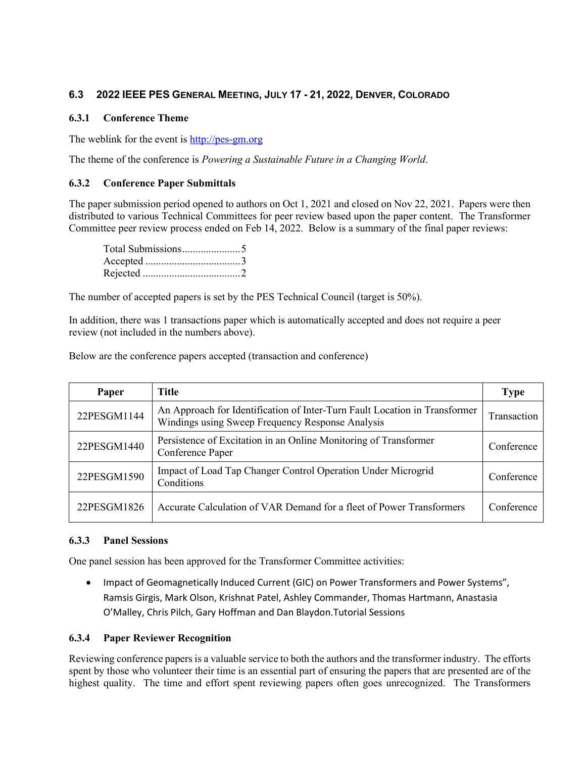## 6.3 2022 IEEE PES General Meeting, July 17 - 21, 2022, Denver, Colorado

### 6.3.1 Conference Theme

The weblink for the event is [http://pes-gm.org](http://pes-gm.org)

The theme of the conference is *Powering a Sustainable Future in a Changing World*.

### 6.3.2 Conference Paper Submittals

The paper submission period opened to authors on Oct 1, 2021 and closed on Nov 22, 2021. Papers were then distributed to various Technical Committees for peer review based upon the paper content. The Transformer Committee peer review process ended on Feb 14, 2022. Below is a summary of the final paper reviews:

Total Submissions......................5
Accepted ....................................3
Rejected .....................................2

The number of accepted papers is set by the PES Technical Council (target is 50%).

In addition, there was 1 transactions paper which is automatically accepted and does not require a peer review (not included in the numbers above).

Below are the conference papers accepted (transaction and conference)

| Paper | Title | Type |
|---|---|---|
| 22PESGM1144 | An Approach for Identification of Inter-Turn Fault Location in Transformer Windings using Sweep Frequency Response Analysis | Transaction |
| 22PESGM1440 | Persistence of Excitation in an Online Monitoring of Transformer Conference Paper | Conference |
| 22PESGM1590 | Impact of Load Tap Changer Control Operation Under Microgrid Conditions | Conference |
| 22PESGM1826 | Accurate Calculation of VAR Demand for a fleet of Power Transformers | Conference |

### 6.3.3 Panel Sessions

One panel session has been approved for the Transformer Committee activities:

- Impact of Geomagnetically Induced Current (GIC) on Power Transformers and Power Systems", Ramsis Girgis, Mark Olson, Krishnat Patel, Ashley Commander, Thomas Hartmann, Anastasia O'Malley, Chris Pilch, Gary Hoffman and Dan Blaydon.Tutorial Sessions

### 6.3.4 Paper Reviewer Recognition

Reviewing conference papers is a valuable service to both the authors and the transformer industry. The efforts spent by those who volunteer their time is an essential part of ensuring the papers that are presented are of the highest quality. The time and effort spent reviewing papers often goes unrecognized. The Transformers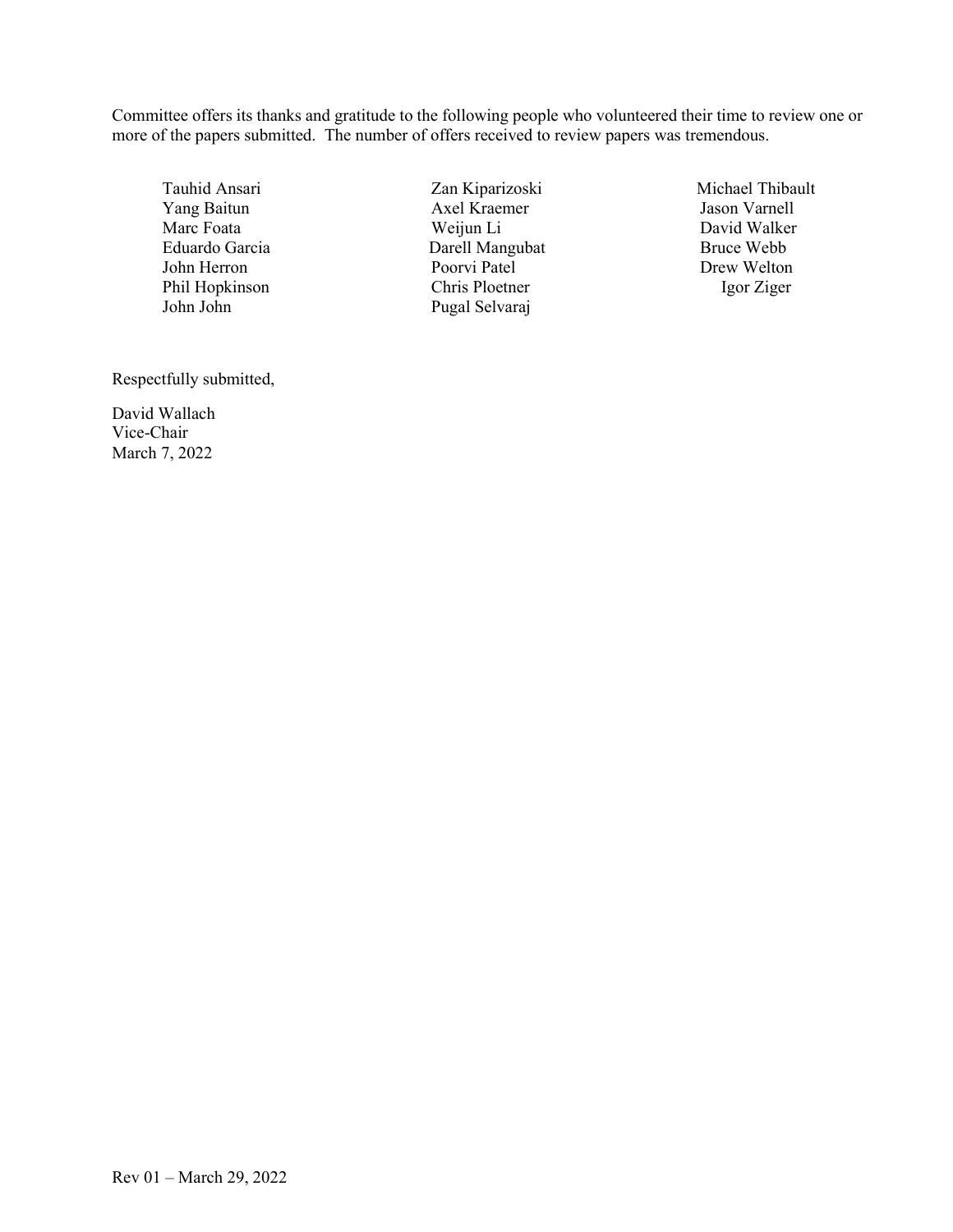Committee offers its thanks and gratitude to the following people who volunteered their time to review one or more of the papers submitted. The number of offers received to review papers was tremendous.

- Tauhid Ansari
- Yang Baitun
- Marc Foata
- Eduardo Garcia
- John Herron
- Phil Hopkinson
- John John
- Zan Kiparizoski
- Axel Kraemer
- Weijun Li
- Darell Mangubat
- Poorvi Patel
- Chris Ploetner
- Pugal Selvaraj
- Michael Thibault
- Jason Varnell
- David Walker
- Bruce Webb
- Drew Welton
- Igor Ziger

Respectfully submitted,

David Wallach
Vice-Chair
March 7, 2022